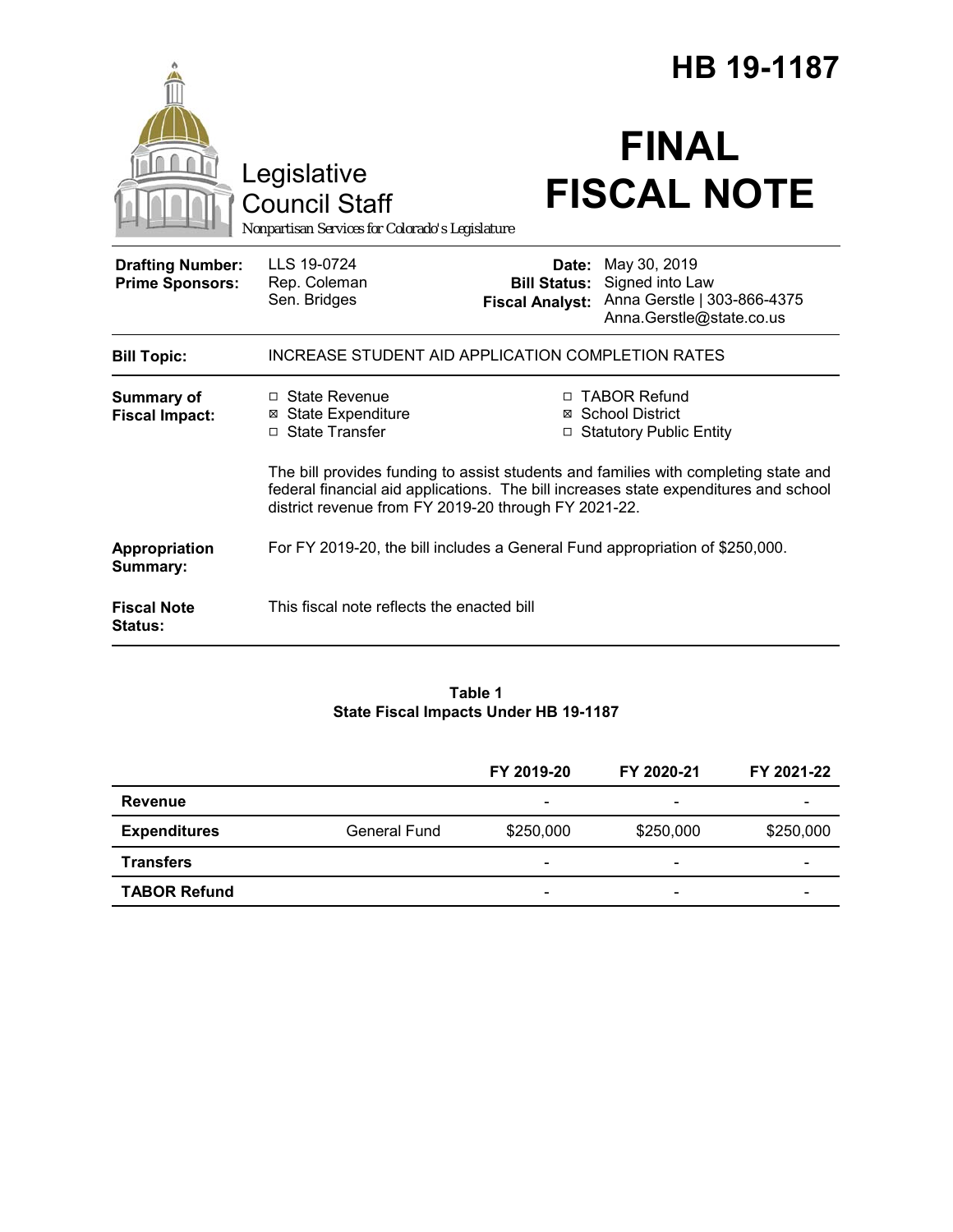# HB 19-1187

Legislative Council Staff

*Nonpartisan Services for Colorado's Legislature*

# FINAL FISCAL NOTE

| | | | |
|---|---|---|---|
| **Drafting Number:** | LLS 19-0724 | **Date:** | May 30, 2019 |
| **Prime Sponsors:** | Rep. Coleman<br>Sen. Bridges | **Bill Status:** | Signed into Law |
| | | **Fiscal Analyst:** | Anna Gerstle \| 303-866-4375<br>Anna.Gerstle@state.co.us |

**Bill Topic:** INCREASE STUDENT AID APPLICATION COMPLETION RATES

**Summary of Fiscal Impact:**

- ☐ State Revenue
- ☒ State Expenditure
- ☐ State Transfer
- ☐ TABOR Refund
- ☒ School District
- ☐ Statutory Public Entity

The bill provides funding to assist students and families with completing state and federal financial aid applications. The bill increases state expenditures and school district revenue from FY 2019-20 through FY 2021-22.

**Appropriation Summary:** For FY 2019-20, the bill includes a General Fund appropriation of $250,000.

**Fiscal Note Status:** This fiscal note reflects the enacted bill

**Table 1**
**State Fiscal Impacts Under HB 19-1187**

| | | FY 2019-20 | FY 2020-21 | FY 2021-22 |
|---|---|---|---|---|
| **Revenue** | | - | - | - |
| **Expenditures** | General Fund | $250,000 | $250,000 | $250,000 |
| **Transfers** | | - | - | - |
| **TABOR Refund** | | - | - | - |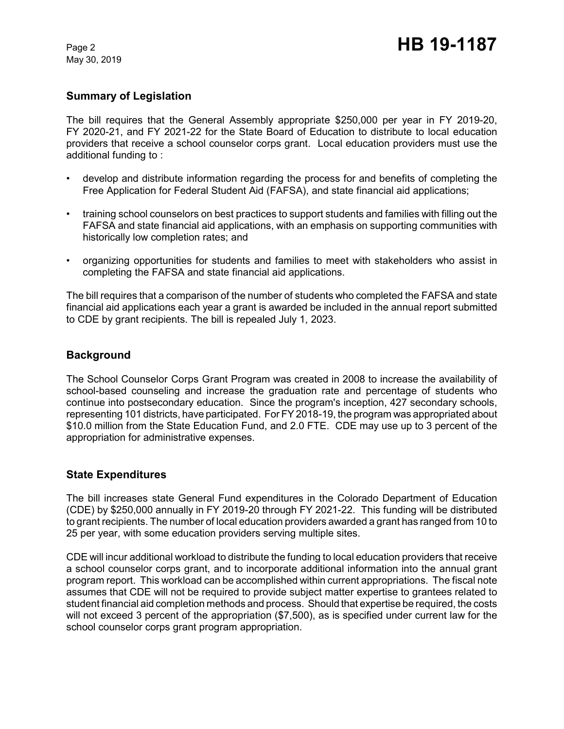## Summary of Legislation

The bill requires that the General Assembly appropriate $250,000 per year in FY 2019-20, FY 2020-21, and FY 2021-22 for the State Board of Education to distribute to local education providers that receive a school counselor corps grant. Local education providers must use the additional funding to :

- develop and distribute information regarding the process for and benefits of completing the Free Application for Federal Student Aid (FAFSA), and state financial aid applications;
- training school counselors on best practices to support students and families with filling out the FAFSA and state financial aid applications, with an emphasis on supporting communities with historically low completion rates; and
- organizing opportunities for students and families to meet with stakeholders who assist in completing the FAFSA and state financial aid applications.

The bill requires that a comparison of the number of students who completed the FAFSA and state financial aid applications each year a grant is awarded be included in the annual report submitted to CDE by grant recipients. The bill is repealed July 1, 2023.

## Background

The School Counselor Corps Grant Program was created in 2008 to increase the availability of school-based counseling and increase the graduation rate and percentage of students who continue into postsecondary education. Since the program's inception, 427 secondary schools, representing 101 districts, have participated. For FY 2018-19, the program was appropriated about $10.0 million from the State Education Fund, and 2.0 FTE. CDE may use up to 3 percent of the appropriation for administrative expenses.

## State Expenditures

The bill increases state General Fund expenditures in the Colorado Department of Education (CDE) by $250,000 annually in FY 2019-20 through FY 2021-22. This funding will be distributed to grant recipients. The number of local education providers awarded a grant has ranged from 10 to 25 per year, with some education providers serving multiple sites.

CDE will incur additional workload to distribute the funding to local education providers that receive a school counselor corps grant, and to incorporate additional information into the annual grant program report. This workload can be accomplished within current appropriations. The fiscal note assumes that CDE will not be required to provide subject matter expertise to grantees related to student financial aid completion methods and process. Should that expertise be required, the costs will not exceed 3 percent of the appropriation ($7,500), as is specified under current law for the school counselor corps grant program appropriation.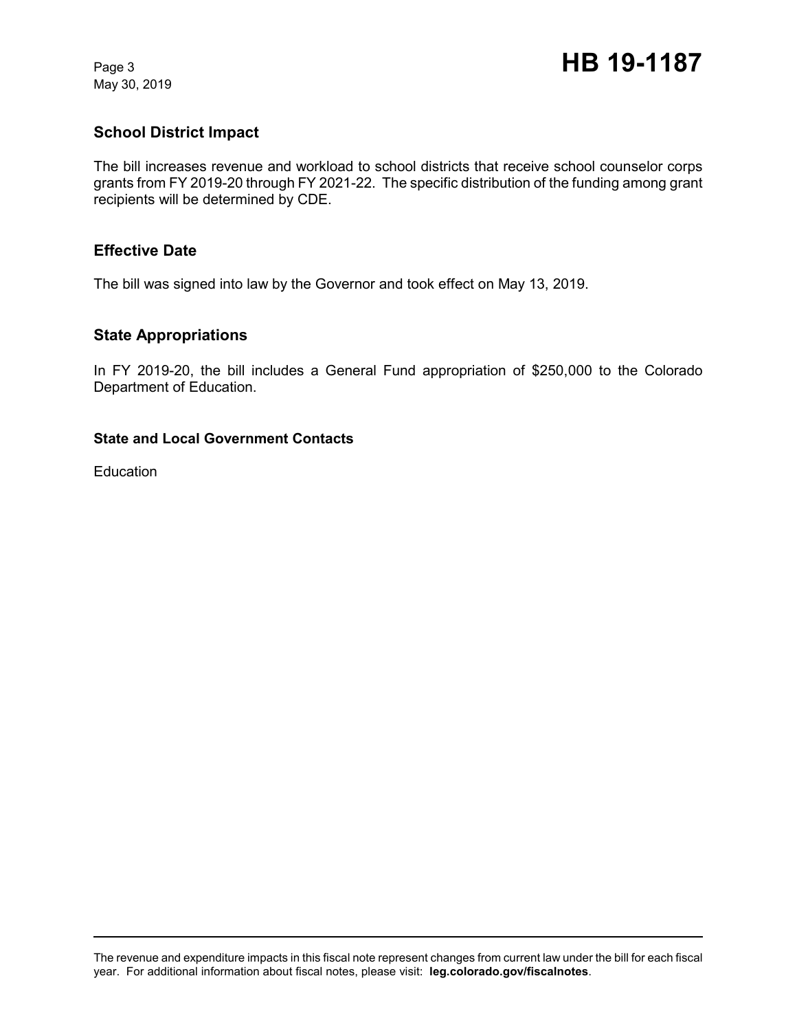## School District Impact

The bill increases revenue and workload to school districts that receive school counselor corps grants from FY 2019-20 through FY 2021-22. The specific distribution of the funding among grant recipients will be determined by CDE.

## Effective Date

The bill was signed into law by the Governor and took effect on May 13, 2019.

## State Appropriations

In FY 2019-20, the bill includes a General Fund appropriation of $250,000 to the Colorado Department of Education.

### State and Local Government Contacts

Education

The revenue and expenditure impacts in this fiscal note represent changes from current law under the bill for each fiscal year. For additional information about fiscal notes, please visit: **leg.colorado.gov/fiscalnotes**.